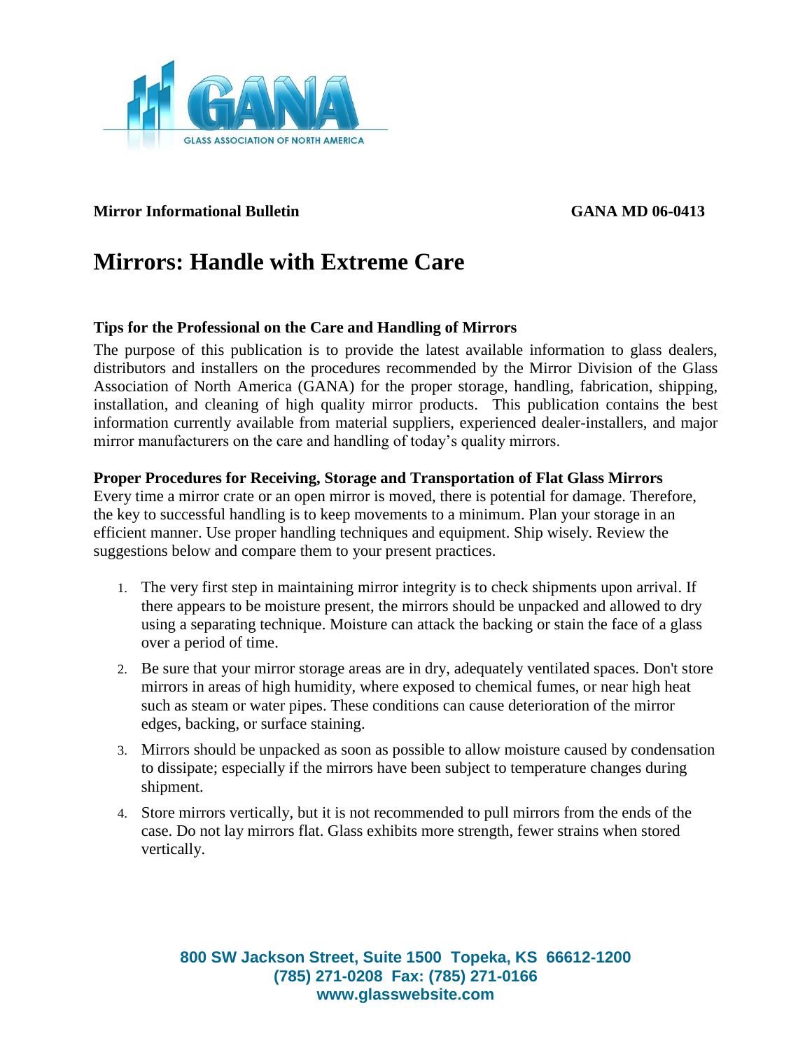**Mirror Informational Bulletin** **GANA MD 06-0413**

# Mirrors: Handle with Extreme Care

### Tips for the Professional on the Care and Handling of Mirrors

The purpose of this publication is to provide the latest available information to glass dealers, distributors and installers on the procedures recommended by the Mirror Division of the Glass Association of North America (GANA) for the proper storage, handling, fabrication, shipping, installation, and cleaning of high quality mirror products. This publication contains the best information currently available from material suppliers, experienced dealer-installers, and major mirror manufacturers on the care and handling of today's quality mirrors.

### Proper Procedures for Receiving, Storage and Transportation of Flat Glass Mirrors

Every time a mirror crate or an open mirror is moved, there is potential for damage. Therefore, the key to successful handling is to keep movements to a minimum. Plan your storage in an efficient manner. Use proper handling techniques and equipment. Ship wisely. Review the suggestions below and compare them to your present practices.

1. The very first step in maintaining mirror integrity is to check shipments upon arrival. If there appears to be moisture present, the mirrors should be unpacked and allowed to dry using a separating technique. Moisture can attack the backing or stain the face of a glass over a period of time.
2. Be sure that your mirror storage areas are in dry, adequately ventilated spaces. Don't store mirrors in areas of high humidity, where exposed to chemical fumes, or near high heat such as steam or water pipes. These conditions can cause deterioration of the mirror edges, backing, or surface staining.
3. Mirrors should be unpacked as soon as possible to allow moisture caused by condensation to dissipate; especially if the mirrors have been subject to temperature changes during shipment.
4. Store mirrors vertically, but it is not recommended to pull mirrors from the ends of the case. Do not lay mirrors flat. Glass exhibits more strength, fewer strains when stored vertically.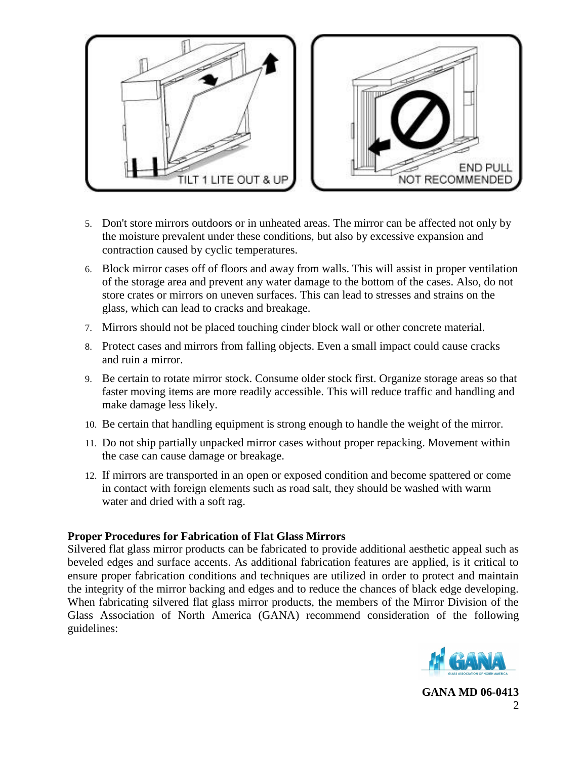TILT 1 LITE OUT & UP

END PULL NOT RECOMMENDED

5. Don't store mirrors outdoors or in unheated areas. The mirror can be affected not only by the moisture prevalent under these conditions, but also by excessive expansion and contraction caused by cyclic temperatures.
6. Block mirror cases off of floors and away from walls. This will assist in proper ventilation of the storage area and prevent any water damage to the bottom of the cases. Also, do not store crates or mirrors on uneven surfaces. This can lead to stresses and strains on the glass, which can lead to cracks and breakage.
7. Mirrors should not be placed touching cinder block wall or other concrete material.
8. Protect cases and mirrors from falling objects. Even a small impact could cause cracks and ruin a mirror.
9. Be certain to rotate mirror stock. Consume older stock first. Organize storage areas so that faster moving items are more readily accessible. This will reduce traffic and handling and make damage less likely.
10. Be certain that handling equipment is strong enough to handle the weight of the mirror.
11. Do not ship partially unpacked mirror cases without proper repacking. Movement within the case can cause damage or breakage.
12. If mirrors are transported in an open or exposed condition and become spattered or come in contact with foreign elements such as road salt, they should be washed with warm water and dried with a soft rag.

**Proper Procedures for Fabrication of Flat Glass Mirrors**

Silvered flat glass mirror products can be fabricated to provide additional aesthetic appeal such as beveled edges and surface accents. As additional fabrication features are applied, is it critical to ensure proper fabrication conditions and techniques are utilized in order to protect and maintain the integrity of the mirror backing and edges and to reduce the chances of black edge developing. When fabricating silvered flat glass mirror products, the members of the Mirror Division of the Glass Association of North America (GANA) recommend consideration of the following guidelines:

**GANA MD 06-0413**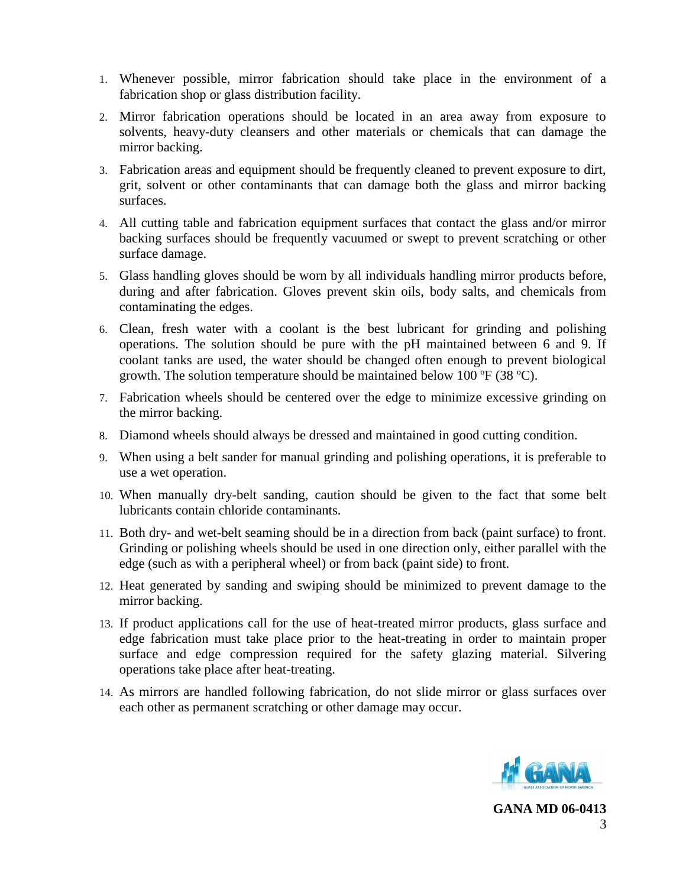1. Whenever possible, mirror fabrication should take place in the environment of a fabrication shop or glass distribution facility.
2. Mirror fabrication operations should be located in an area away from exposure to solvents, heavy-duty cleansers and other materials or chemicals that can damage the mirror backing.
3. Fabrication areas and equipment should be frequently cleaned to prevent exposure to dirt, grit, solvent or other contaminants that can damage both the glass and mirror backing surfaces.
4. All cutting table and fabrication equipment surfaces that contact the glass and/or mirror backing surfaces should be frequently vacuumed or swept to prevent scratching or other surface damage.
5. Glass handling gloves should be worn by all individuals handling mirror products before, during and after fabrication. Gloves prevent skin oils, body salts, and chemicals from contaminating the edges.
6. Clean, fresh water with a coolant is the best lubricant for grinding and polishing operations. The solution should be pure with the pH maintained between 6 and 9. If coolant tanks are used, the water should be changed often enough to prevent biological growth. The solution temperature should be maintained below 100 ºF (38 ºC).
7. Fabrication wheels should be centered over the edge to minimize excessive grinding on the mirror backing.
8. Diamond wheels should always be dressed and maintained in good cutting condition.
9. When using a belt sander for manual grinding and polishing operations, it is preferable to use a wet operation.
10. When manually dry-belt sanding, caution should be given to the fact that some belt lubricants contain chloride contaminants.
11. Both dry- and wet-belt seaming should be in a direction from back (paint surface) to front. Grinding or polishing wheels should be used in one direction only, either parallel with the edge (such as with a peripheral wheel) or from back (paint side) to front.
12. Heat generated by sanding and swiping should be minimized to prevent damage to the mirror backing.
13. If product applications call for the use of heat-treated mirror products, glass surface and edge fabrication must take place prior to the heat-treating in order to maintain proper surface and edge compression required for the safety glazing material. Silvering operations take place after heat-treating.
14. As mirrors are handled following fabrication, do not slide mirror or glass surfaces over each other as permanent scratching or other damage may occur.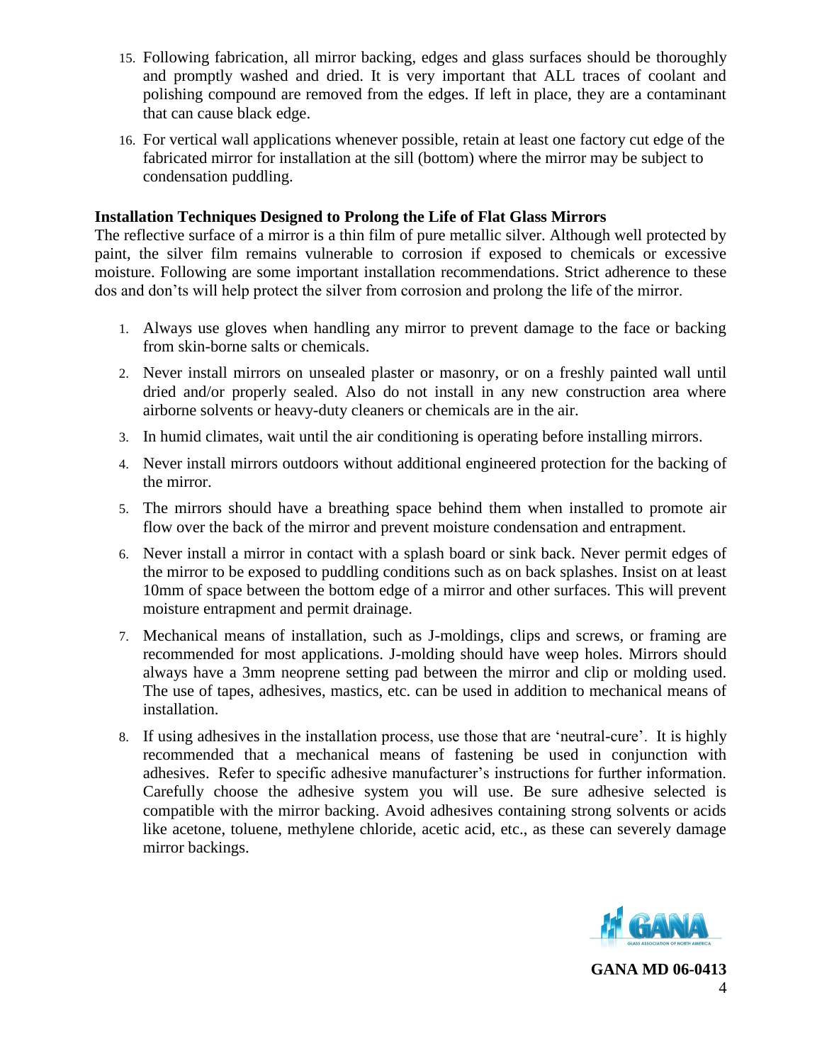15. Following fabrication, all mirror backing, edges and glass surfaces should be thoroughly and promptly washed and dried. It is very important that ALL traces of coolant and polishing compound are removed from the edges. If left in place, they are a contaminant that can cause black edge.

16. For vertical wall applications whenever possible, retain at least one factory cut edge of the fabricated mirror for installation at the sill (bottom) where the mirror may be subject to condensation puddling.

**Installation Techniques Designed to Prolong the Life of Flat Glass Mirrors**

The reflective surface of a mirror is a thin film of pure metallic silver. Although well protected by paint, the silver film remains vulnerable to corrosion if exposed to chemicals or excessive moisture. Following are some important installation recommendations. Strict adherence to these dos and don'ts will help protect the silver from corrosion and prolong the life of the mirror.

1. Always use gloves when handling any mirror to prevent damage to the face or backing from skin-borne salts or chemicals.

2. Never install mirrors on unsealed plaster or masonry, or on a freshly painted wall until dried and/or properly sealed. Also do not install in any new construction area where airborne solvents or heavy-duty cleaners or chemicals are in the air.

3. In humid climates, wait until the air conditioning is operating before installing mirrors.

4. Never install mirrors outdoors without additional engineered protection for the backing of the mirror.

5. The mirrors should have a breathing space behind them when installed to promote air flow over the back of the mirror and prevent moisture condensation and entrapment.

6. Never install a mirror in contact with a splash board or sink back. Never permit edges of the mirror to be exposed to puddling conditions such as on back splashes. Insist on at least 10mm of space between the bottom edge of a mirror and other surfaces. This will prevent moisture entrapment and permit drainage.

7. Mechanical means of installation, such as J-moldings, clips and screws, or framing are recommended for most applications. J-molding should have weep holes. Mirrors should always have a 3mm neoprene setting pad between the mirror and clip or molding used. The use of tapes, adhesives, mastics, etc. can be used in addition to mechanical means of installation.

8. If using adhesives in the installation process, use those that are 'neutral-cure'. It is highly recommended that a mechanical means of fastening be used in conjunction with adhesives. Refer to specific adhesive manufacturer's instructions for further information. Carefully choose the adhesive system you will use. Be sure adhesive selected is compatible with the mirror backing. Avoid adhesives containing strong solvents or acids like acetone, toluene, methylene chloride, acetic acid, etc., as these can severely damage mirror backings.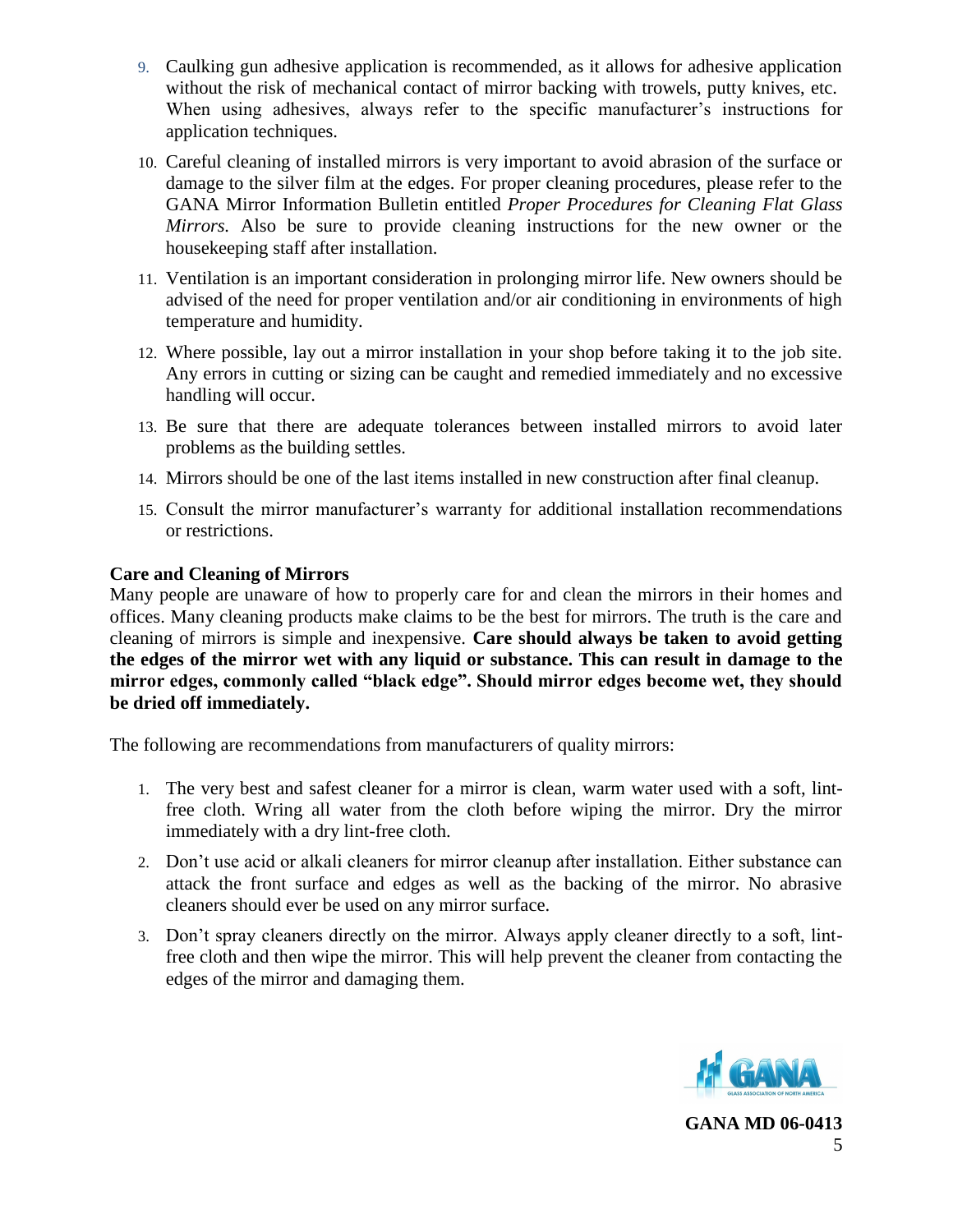9. Caulking gun adhesive application is recommended, as it allows for adhesive application without the risk of mechanical contact of mirror backing with trowels, putty knives, etc. When using adhesives, always refer to the specific manufacturer's instructions for application techniques.
10. Careful cleaning of installed mirrors is very important to avoid abrasion of the surface or damage to the silver film at the edges. For proper cleaning procedures, please refer to the GANA Mirror Information Bulletin entitled *Proper Procedures for Cleaning Flat Glass Mirrors.* Also be sure to provide cleaning instructions for the new owner or the housekeeping staff after installation.
11. Ventilation is an important consideration in prolonging mirror life. New owners should be advised of the need for proper ventilation and/or air conditioning in environments of high temperature and humidity.
12. Where possible, lay out a mirror installation in your shop before taking it to the job site. Any errors in cutting or sizing can be caught and remedied immediately and no excessive handling will occur.
13. Be sure that there are adequate tolerances between installed mirrors to avoid later problems as the building settles.
14. Mirrors should be one of the last items installed in new construction after final cleanup.
15. Consult the mirror manufacturer's warranty for additional installation recommendations or restrictions.

**Care and Cleaning of Mirrors**

Many people are unaware of how to properly care for and clean the mirrors in their homes and offices. Many cleaning products make claims to be the best for mirrors. The truth is the care and cleaning of mirrors is simple and inexpensive. **Care should always be taken to avoid getting the edges of the mirror wet with any liquid or substance. This can result in damage to the mirror edges, commonly called "black edge". Should mirror edges become wet, they should be dried off immediately.**

The following are recommendations from manufacturers of quality mirrors:

1. The very best and safest cleaner for a mirror is clean, warm water used with a soft, lint-free cloth. Wring all water from the cloth before wiping the mirror. Dry the mirror immediately with a dry lint-free cloth.
2. Don't use acid or alkali cleaners for mirror cleanup after installation. Either substance can attack the front surface and edges as well as the backing of the mirror. No abrasive cleaners should ever be used on any mirror surface.
3. Don't spray cleaners directly on the mirror. Always apply cleaner directly to a soft, lint-free cloth and then wipe the mirror. This will help prevent the cleaner from contacting the edges of the mirror and damaging them.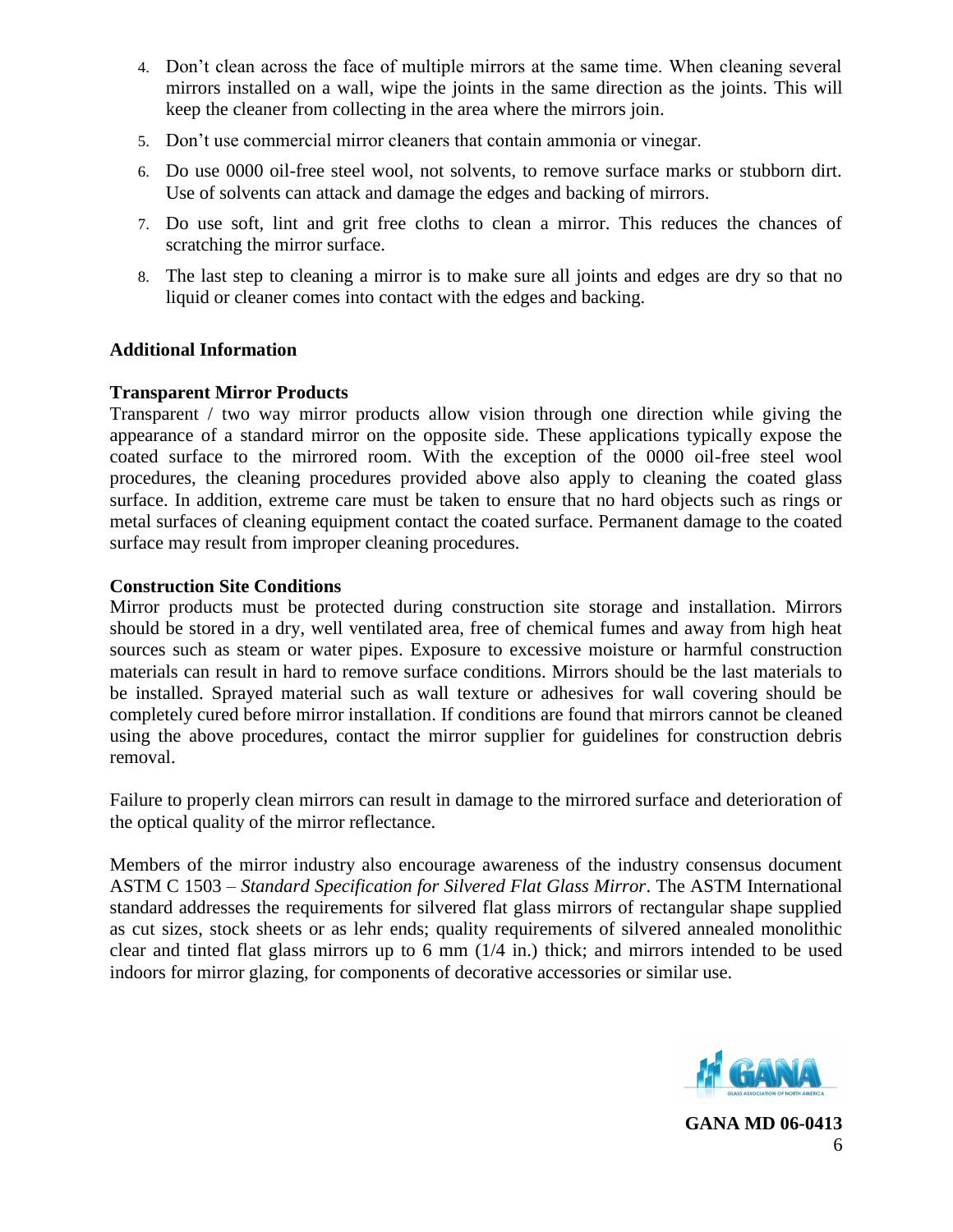4. Don't clean across the face of multiple mirrors at the same time. When cleaning several mirrors installed on a wall, wipe the joints in the same direction as the joints. This will keep the cleaner from collecting in the area where the mirrors join.
5. Don't use commercial mirror cleaners that contain ammonia or vinegar.
6. Do use 0000 oil-free steel wool, not solvents, to remove surface marks or stubborn dirt. Use of solvents can attack and damage the edges and backing of mirrors.
7. Do use soft, lint and grit free cloths to clean a mirror. This reduces the chances of scratching the mirror surface.
8. The last step to cleaning a mirror is to make sure all joints and edges are dry so that no liquid or cleaner comes into contact with the edges and backing.

**Additional Information**

**Transparent Mirror Products**

Transparent / two way mirror products allow vision through one direction while giving the appearance of a standard mirror on the opposite side. These applications typically expose the coated surface to the mirrored room. With the exception of the 0000 oil-free steel wool procedures, the cleaning procedures provided above also apply to cleaning the coated glass surface. In addition, extreme care must be taken to ensure that no hard objects such as rings or metal surfaces of cleaning equipment contact the coated surface. Permanent damage to the coated surface may result from improper cleaning procedures.

**Construction Site Conditions**

Mirror products must be protected during construction site storage and installation. Mirrors should be stored in a dry, well ventilated area, free of chemical fumes and away from high heat sources such as steam or water pipes. Exposure to excessive moisture or harmful construction materials can result in hard to remove surface conditions. Mirrors should be the last materials to be installed. Sprayed material such as wall texture or adhesives for wall covering should be completely cured before mirror installation. If conditions are found that mirrors cannot be cleaned using the above procedures, contact the mirror supplier for guidelines for construction debris removal.

Failure to properly clean mirrors can result in damage to the mirrored surface and deterioration of the optical quality of the mirror reflectance.

Members of the mirror industry also encourage awareness of the industry consensus document ASTM C 1503 – *Standard Specification for Silvered Flat Glass Mirror*. The ASTM International standard addresses the requirements for silvered flat glass mirrors of rectangular shape supplied as cut sizes, stock sheets or as lehr ends; quality requirements of silvered annealed monolithic clear and tinted flat glass mirrors up to 6 mm (1/4 in.) thick; and mirrors intended to be used indoors for mirror glazing, for components of decorative accessories or similar use.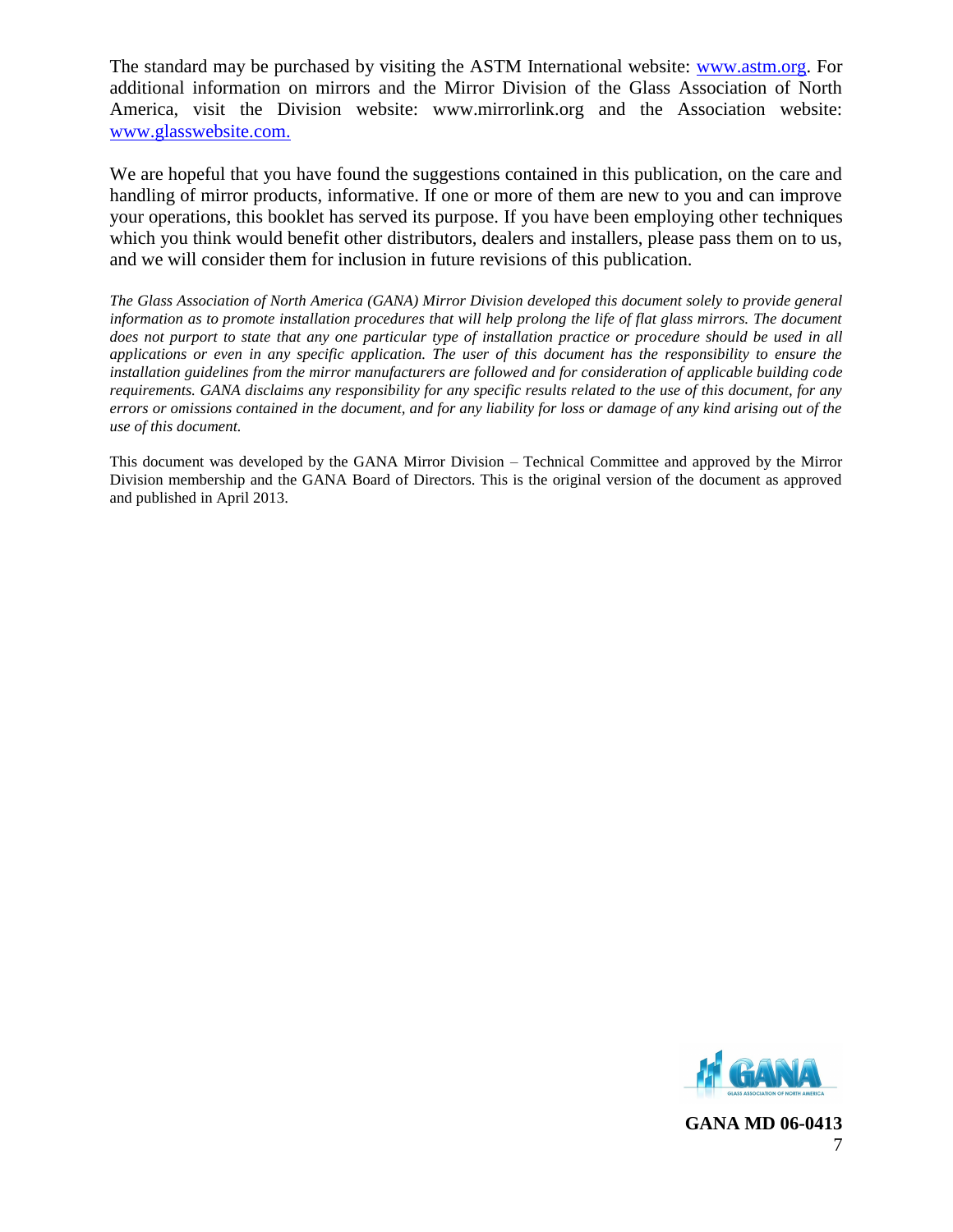The standard may be purchased by visiting the ASTM International website: [www.astm.org](http://www.astm.org). For additional information on mirrors and the Mirror Division of the Glass Association of North America, visit the Division website: www.mirrorlink.org and the Association website: [www.glasswebsite.com.](http://www.glasswebsite.com)

We are hopeful that you have found the suggestions contained in this publication, on the care and handling of mirror products, informative. If one or more of them are new to you and can improve your operations, this booklet has served its purpose. If you have been employing other techniques which you think would benefit other distributors, dealers and installers, please pass them on to us, and we will consider them for inclusion in future revisions of this publication.

*The Glass Association of North America (GANA) Mirror Division developed this document solely to provide general information as to promote installation procedures that will help prolong the life of flat glass mirrors. The document does not purport to state that any one particular type of installation practice or procedure should be used in all applications or even in any specific application. The user of this document has the responsibility to ensure the installation guidelines from the mirror manufacturers are followed and for consideration of applicable building code requirements. GANA disclaims any responsibility for any specific results related to the use of this document, for any errors or omissions contained in the document, and for any liability for loss or damage of any kind arising out of the use of this document.*

This document was developed by the GANA Mirror Division – Technical Committee and approved by the Mirror Division membership and the GANA Board of Directors. This is the original version of the document as approved and published in April 2013.

**GANA MD 06-0413**